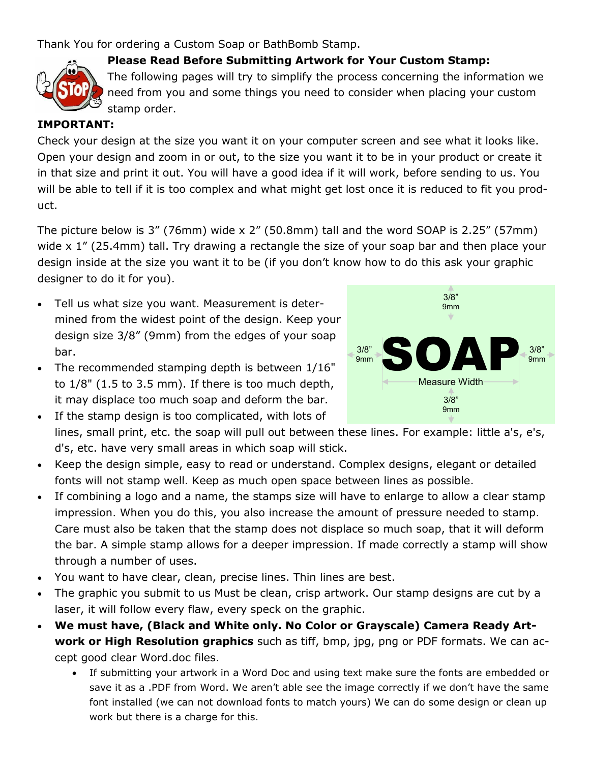Thank You for ordering a Custom Soap or BathBomb Stamp.

**Please Read Before Submitting Artwork for Your Custom Stamp:**

The following pages will try to simplify the process concerning the information we need from you and some things you need to consider when placing your custom stamp order.

**IMPORTANT:**

Check your design at the size you want it on your computer screen and see what it looks like. Open your design and zoom in or out, to the size you want it to be in your product or create it in that size and print it out. You will have a good idea if it will work, before sending to us. You will be able to tell if it is too complex and what might get lost once it is reduced to fit you product.

The picture below is 3" (76mm) wide x 2" (50.8mm) tall and the word SOAP is 2.25" (57mm) wide x 1" (25.4mm) tall. Try drawing a rectangle the size of your soap bar and then place your design inside at the size you want it to be (if you don't know how to do this ask your graphic designer to do it for you).

3/8" 9mm

3/8" 9mm **SOAP** 3/8" 9mm

Measure Width

3/8" 9mm

- Tell us what size you want. Measurement is determined from the widest point of the design. Keep your design size 3/8" (9mm) from the edges of your soap bar.
- The recommended stamping depth is between 1/16" to 1/8" (1.5 to 3.5 mm). If there is too much depth, it may displace too much soap and deform the bar.
- If the stamp design is too complicated, with lots of lines, small print, etc. the soap will pull out between these lines. For example: little a's, e's, d's, etc. have very small areas in which soap will stick.
- Keep the design simple, easy to read or understand. Complex designs, elegant or detailed fonts will not stamp well. Keep as much open space between lines as possible.
- If combining a logo and a name, the stamps size will have to enlarge to allow a clear stamp impression. When you do this, you also increase the amount of pressure needed to stamp. Care must also be taken that the stamp does not displace so much soap, that it will deform the bar. A simple stamp allows for a deeper impression. If made correctly a stamp will show through a number of uses.
- You want to have clear, clean, precise lines. Thin lines are best.
- The graphic you submit to us Must be clean, crisp artwork. Our stamp designs are cut by a laser, it will follow every flaw, every speck on the graphic.
- **We must have, (Black and White only. No Color or Grayscale) Camera Ready Artwork or High Resolution graphics** such as tiff, bmp, jpg, png or PDF formats. We can accept good clear Word.doc files.
    - If submitting your artwork in a Word Doc and using text make sure the fonts are embedded or save it as a .PDF from Word. We aren't able see the image correctly if we don't have the same font installed (we can not download fonts to match yours) We can do some design or clean up work but there is a charge for this.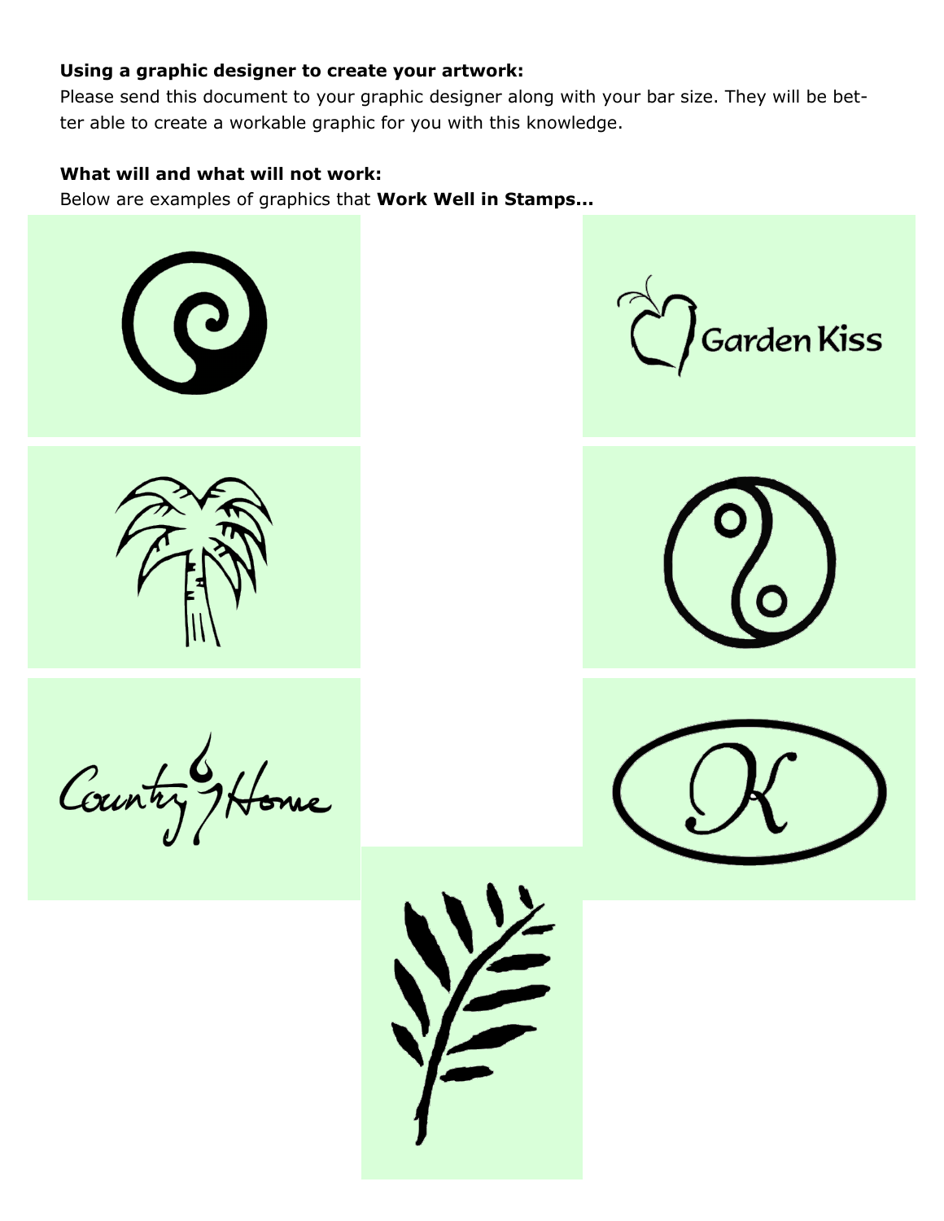**Using a graphic designer to create your artwork:**
Please send this document to your graphic designer along with your bar size. They will be better able to create a workable graphic for you with this knowledge.

**What will and what will not work:**
Below are examples of graphics that **Work Well in Stamps...**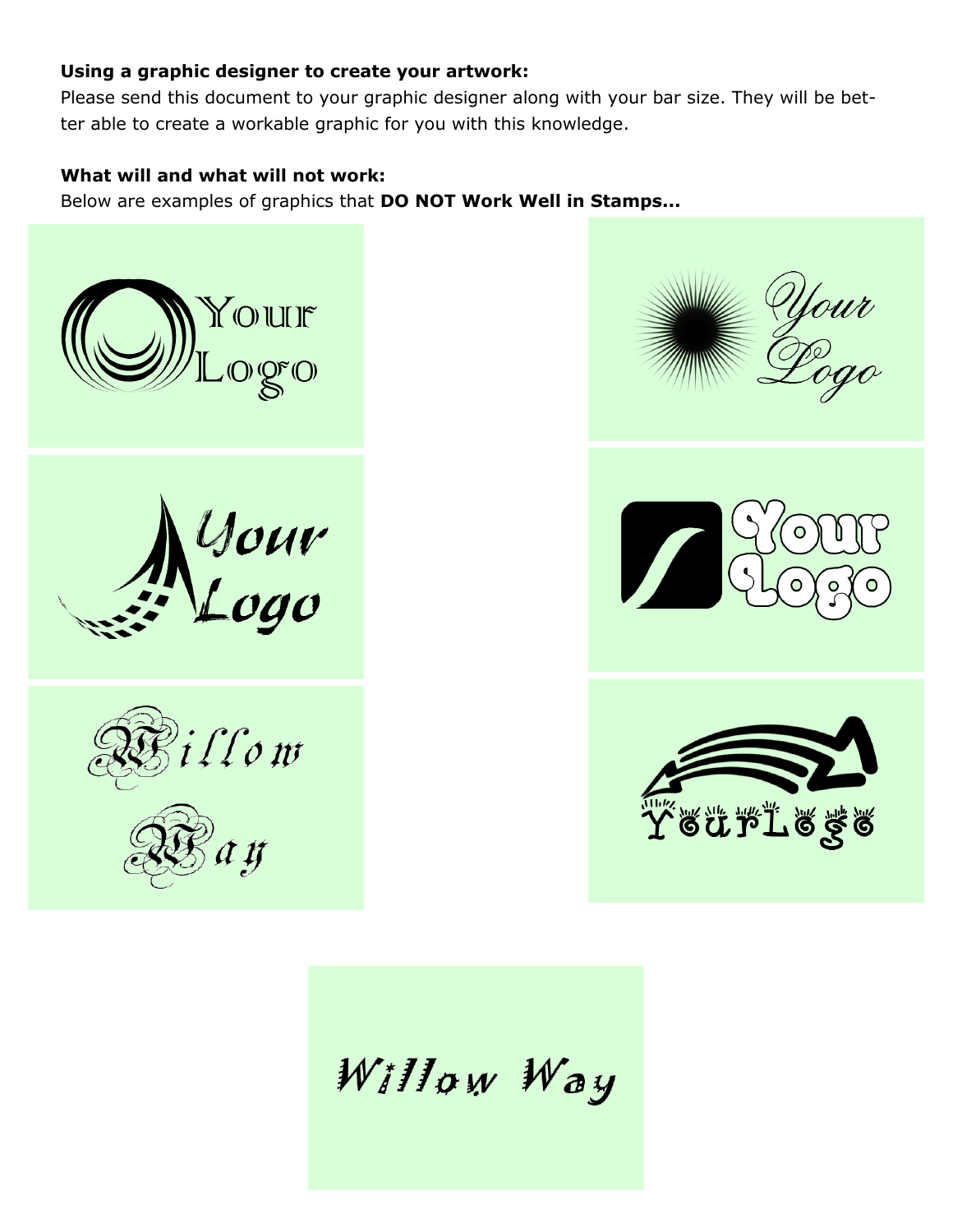**Using a graphic designer to create your artwork:**

Please send this document to your graphic designer along with your bar size. They will be better able to create a workable graphic for you with this knowledge.

**What will and what will not work:**

Below are examples of graphics that **DO NOT Work Well in Stamps...**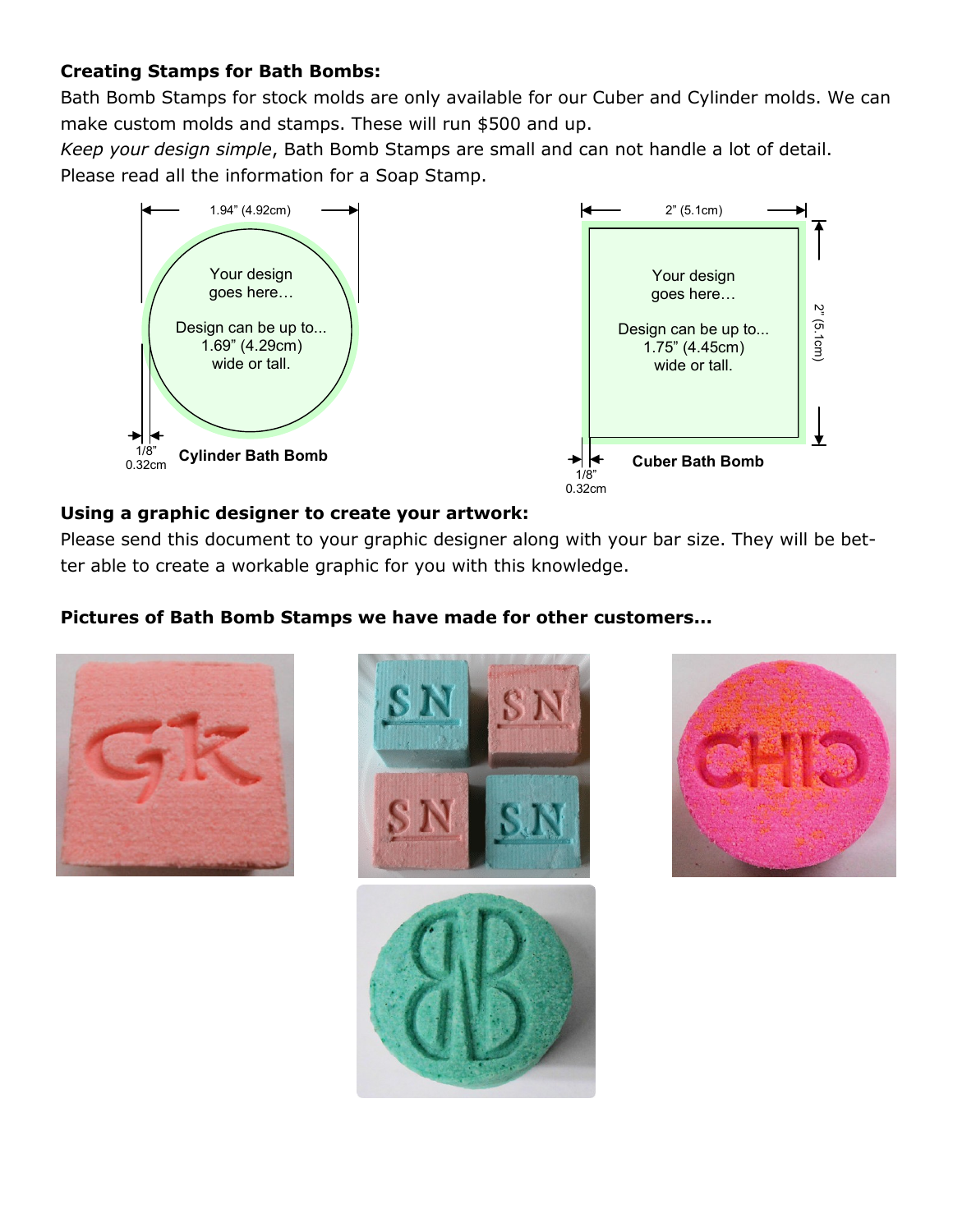**Creating Stamps for Bath Bombs:**

Bath Bomb Stamps for stock molds are only available for our Cuber and Cylinder molds. We can make custom molds and stamps. These will run $500 and up.

*Keep your design simple*, Bath Bomb Stamps are small and can not handle a lot of detail. Please read all the information for a Soap Stamp.

1.94" (4.92cm)

Your design goes here…

Design can be up to... 1.69" (4.29cm) wide or tall.

1/8" 0.32cm

**Cylinder Bath Bomb**

2" (5.1cm)

Your design goes here…

Design can be up to... 1.75" (4.45cm) wide or tall.

2" (5.1cm)

1/8" 0.32cm

**Cuber Bath Bomb**

**Using a graphic designer to create your artwork:**

Please send this document to your graphic designer along with your bar size. They will be better able to create a workable graphic for you with this knowledge.

**Pictures of Bath Bomb Stamps we have made for other customers...**